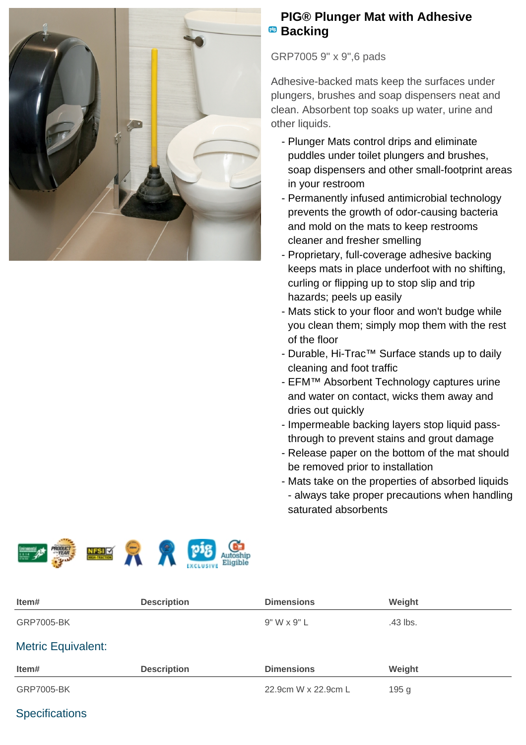# PIG® Plunger Mat with Adhesive Backing

GRP7005 9" x 9",6 pads

Adhesive-backed mats keep the surfaces under plungers, brushes and soap dispensers neat and clean. Absorbent top soaks up water, urine and other liquids.

- Plunger Mats control drips and eliminate puddles under toilet plungers and brushes, soap dispensers and other small-footprint areas in your restroom
- Permanently infused antimicrobial technology prevents the growth of odor-causing bacteria and mold on the mats to keep restrooms cleaner and fresher smelling
- Proprietary, full-coverage adhesive backing keeps mats in place underfoot with no shifting, curling or flipping up to stop slip and trip hazards; peels up easily
- Mats stick to your floor and won't budge while you clean them; simply mop them with the rest of the floor
- Durable, Hi-Trac™ Surface stands up to daily cleaning and foot traffic
- EFM™ Absorbent Technology captures urine and water on contact, wicks them away and dries out quickly
- Impermeable backing layers stop liquid pass-through to prevent stains and grout damage
- Release paper on the bottom of the mat should be removed prior to installation
- Mats take on the properties of absorbed liquids - always take proper precautions when handling saturated absorbents

| Item# | Description | Dimensions | Weight |
|---|---|---|---|
| GRP7005-BK | | 9" W x 9" L | .43 lbs. |

## Metric Equivalent:

| Item# | Description | Dimensions | Weight |
|---|---|---|---|
| GRP7005-BK | | 22.9cm W x 22.9cm L | 195 g |

## Specifications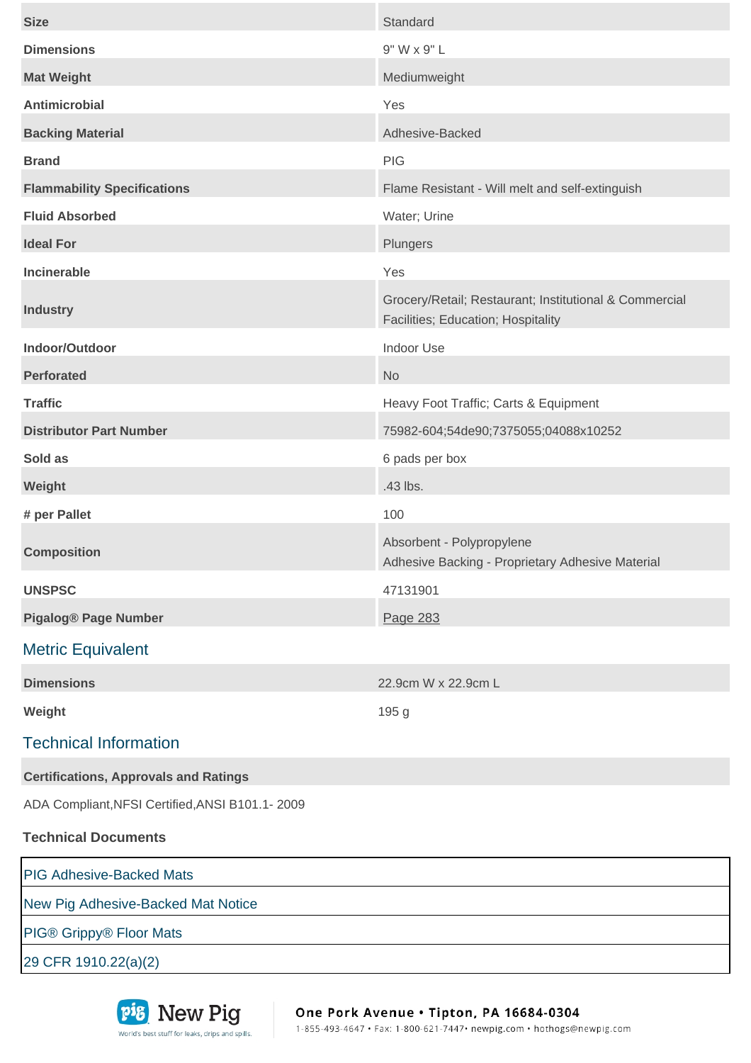| | |
|---|---|
| **Size** | Standard |
| **Dimensions** | 9" W x 9" L |
| **Mat Weight** | Mediumweight |
| **Antimicrobial** | Yes |
| **Backing Material** | Adhesive-Backed |
| **Brand** | PIG |
| **Flammability Specifications** | Flame Resistant - Will melt and self-extinguish |
| **Fluid Absorbed** | Water; Urine |
| **Ideal For** | Plungers |
| **Incinerable** | Yes |
| **Industry** | Grocery/Retail; Restaurant; Institutional & Commercial Facilities; Education; Hospitality |
| **Indoor/Outdoor** | Indoor Use |
| **Perforated** | No |
| **Traffic** | Heavy Foot Traffic; Carts & Equipment |
| **Distributor Part Number** | 75982-604;54de90;7375055;04088x10252 |
| **Sold as** | 6 pads per box |
| **Weight** | .43 lbs. |
| **# per Pallet** | 100 |
| **Composition** | Absorbent - Polypropylene<br>Adhesive Backing - Proprietary Adhesive Material |
| **UNSPSC** | 47131901 |
| **Pigalog® Page Number** | Page 283 |

## Metric Equivalent

| | |
|---|---|
| **Dimensions** | 22.9cm W x 22.9cm L |
| **Weight** | 195 g |

## Technical Information

**Certifications, Approvals and Ratings**

ADA Compliant,NFSI Certified,ANSI B101.1- 2009

**Technical Documents**

- PIG Adhesive-Backed Mats
- New Pig Adhesive-Backed Mat Notice
- PIG® Grippy® Floor Mats
- 29 CFR 1910.22(a)(2)

New Pig — World's best stuff for leaks, drips and spills.

One Pork Avenue • Tipton, PA 16684-0304

1-855-493-4647 • Fax: 1-800-621-7447• newpig.com • hothogs@newpig.com